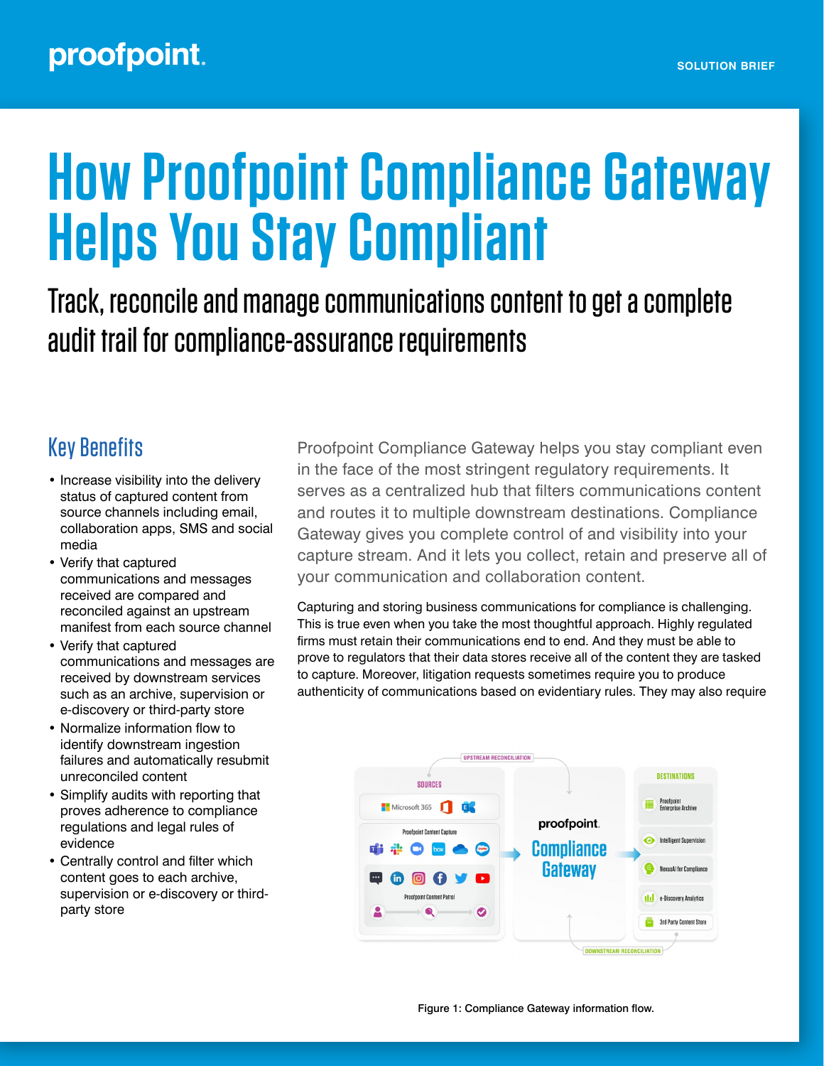SOLUTION BRIEF

# How Proofpoint Compliance Gateway Helps You Stay Compliant

## Track, reconcile and manage communications content to get a complete audit trail for compliance-assurance requirements

### Key Benefits

- Increase visibility into the delivery status of captured content from source channels including email, collaboration apps, SMS and social media
- Verify that captured communications and messages received are compared and reconciled against an upstream manifest from each source channel
- Verify that captured communications and messages are received by downstream services such as an archive, supervision or e-discovery or third-party store
- Normalize information flow to identify downstream ingestion failures and automatically resubmit unreconciled content
- Simplify audits with reporting that proves adherence to compliance regulations and legal rules of evidence
- Centrally control and filter which content goes to each archive, supervision or e-discovery or third-party store

Proofpoint Compliance Gateway helps you stay compliant even in the face of the most stringent regulatory requirements. It serves as a centralized hub that filters communications content and routes it to multiple downstream destinations. Compliance Gateway gives you complete control of and visibility into your capture stream. And it lets you collect, retain and preserve all of your communication and collaboration content.

Capturing and storing business communications for compliance is challenging. This is true even when you take the most thoughtful approach. Highly regulated firms must retain their communications end to end. And they must be able to prove to regulators that their data stores receive all of the content they are tasked to capture. Moreover, litigation requests sometimes require you to produce authenticity of communications based on evidentiary rules. They may also require

Figure 1: Compliance Gateway information flow.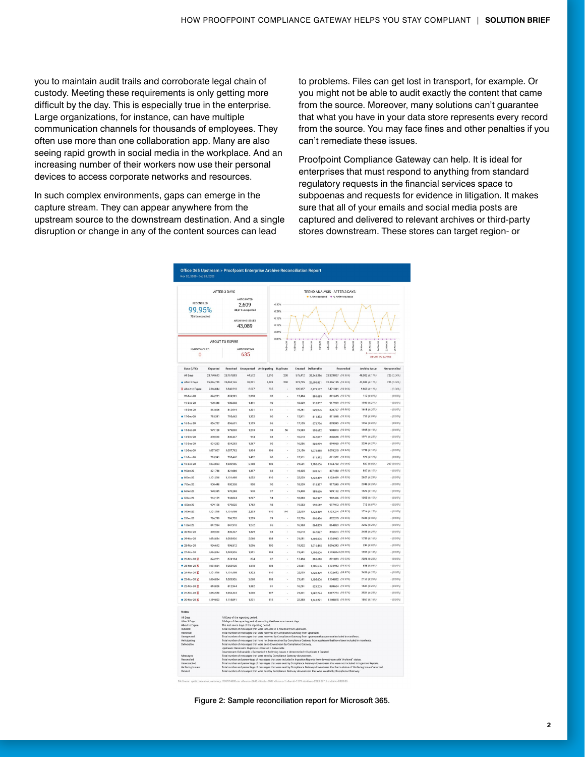you to maintain audit trails and corroborate legal chain of custody. Meeting these requirements is only getting more difficult by the day. This is especially true in the enterprise. Large organizations, for instance, can have multiple communication channels for thousands of employees. They often use more than one collaboration app. Many are also seeing rapid growth in social media in the workplace. And an increasing number of their workers now use their personal devices to access corporate networks and resources.

In such complex environments, gaps can emerge in the capture stream. They can appear anywhere from the upstream source to the downstream destination. And a single disruption or change in any of the content sources can lead to problems. Files can get lost in transport, for example. Or you might not be able to audit exactly the content that came from the source. Moreover, many solutions can't guarantee that what you have in your data store represents every record from the source. You may face fines and other penalties if you can't remediate these issues.

Proofpoint Compliance Gateway can help. It is ideal for enterprises that must respond to anything from standard regulatory requests in the financial services space to subpoenas and requests for evidence in litigation. It makes sure that all of your emails and social media posts are captured and delivered to relevant archives or third-party stores downstream. These stores can target region- or

Figure 2: Sample reconciliation report for Microsoft 365.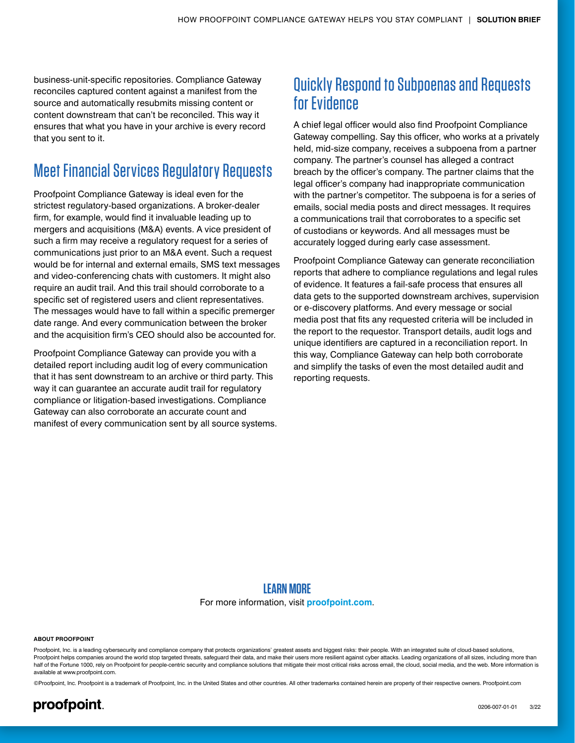business-unit-specific repositories. Compliance Gateway reconciles captured content against a manifest from the source and automatically resubmits missing content or content downstream that can't be reconciled. This way it ensures that what you have in your archive is every record that you sent to it.

## Meet Financial Services Regulatory Requests

Proofpoint Compliance Gateway is ideal even for the strictest regulatory-based organizations. A broker-dealer firm, for example, would find it invaluable leading up to mergers and acquisitions (M&A) events. A vice president of such a firm may receive a regulatory request for a series of communications just prior to an M&A event. Such a request would be for internal and external emails, SMS text messages and video-conferencing chats with customers. It might also require an audit trail. And this trail should corroborate to a specific set of registered users and client representatives. The messages would have to fall within a specific premerger date range. And every communication between the broker and the acquisition firm's CEO should also be accounted for.

Proofpoint Compliance Gateway can provide you with a detailed report including audit log of every communication that it has sent downstream to an archive or third party. This way it can guarantee an accurate audit trail for regulatory compliance or litigation-based investigations. Compliance Gateway can also corroborate an accurate count and manifest of every communication sent by all source systems.

## Quickly Respond to Subpoenas and Requests for Evidence

A chief legal officer would also find Proofpoint Compliance Gateway compelling. Say this officer, who works at a privately held, mid-size company, receives a subpoena from a partner company. The partner's counsel has alleged a contract breach by the officer's company. The partner claims that the legal officer's company had inappropriate communication with the partner's competitor. The subpoena is for a series of emails, social media posts and direct messages. It requires a communications trail that corroborates to a specific set of custodians or keywords. And all messages must be accurately logged during early case assessment.

Proofpoint Compliance Gateway can generate reconciliation reports that adhere to compliance regulations and legal rules of evidence. It features a fail-safe process that ensures all data gets to the supported downstream archives, supervision or e-discovery platforms. And every message or social media post that fits any requested criteria will be included in the report to the requestor. Transport details, audit logs and unique identifiers are captured in a reconciliation report. In this way, Compliance Gateway can help both corroborate and simplify the tasks of even the most detailed audit and reporting requests.

### LEARN MORE

For more information, visit **proofpoint.com**.

**ABOUT PROOFPOINT**

Proofpoint, Inc. is a leading cybersecurity and compliance company that protects organizations' greatest assets and biggest risks: their people. With an integrated suite of cloud-based solutions, Proofpoint helps companies around the world stop targeted threats, safeguard their data, and make their users more resilient against cyber attacks. Leading organizations of all sizes, including more than half of the Fortune 1000, rely on Proofpoint for people-centric security and compliance solutions that mitigate their most critical risks across email, the cloud, social media, and the web. More information is available at www.proofpoint.com.

©Proofpoint, Inc. Proofpoint is a trademark of Proofpoint, Inc. in the United States and other countries. All other trademarks contained herein are property of their respective owners. Proofpoint.com

proofpoint.

0206-007-01-01 3/22